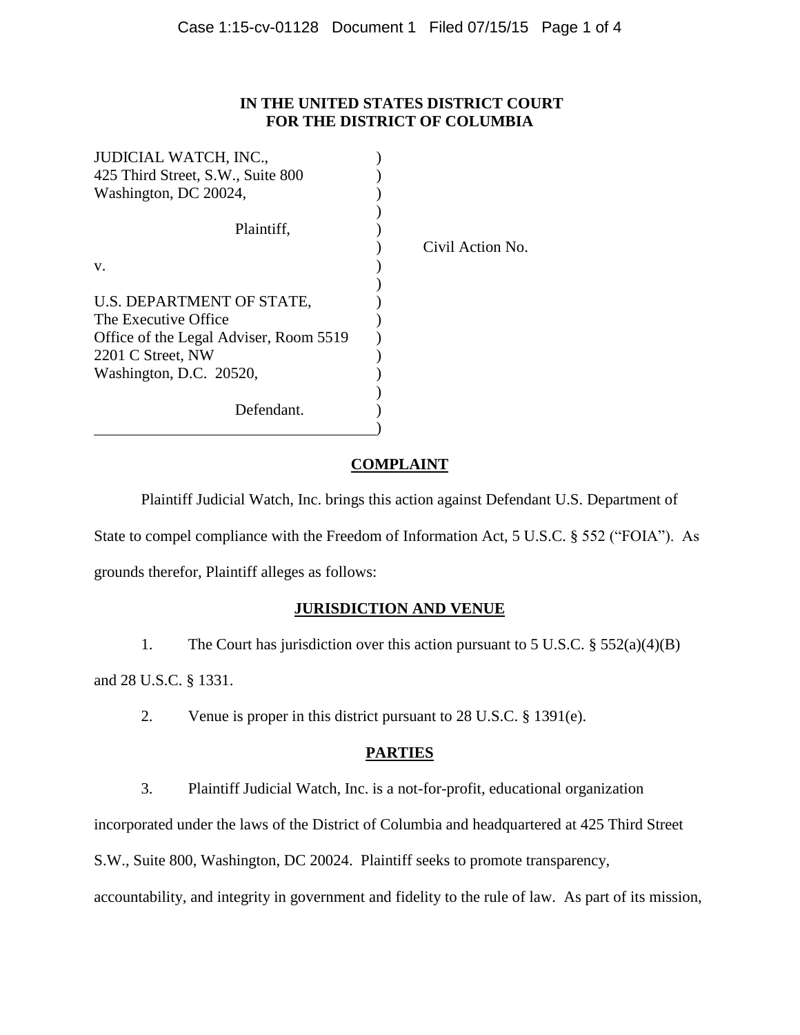**IN THE UNITED STATES DISTRICT COURT**
**FOR THE DISTRICT OF COLUMBIA**

JUDICIAL WATCH, INC.,
425 Third Street, S.W., Suite 800
Washington, DC 20024,

Plaintiff,

v.

U.S. DEPARTMENT OF STATE,
The Executive Office
Office of the Legal Adviser, Room 5519
2201 C Street, NW
Washington, D.C. 20520,

Defendant.

Civil Action No.

## COMPLAINT

Plaintiff Judicial Watch, Inc. brings this action against Defendant U.S. Department of State to compel compliance with the Freedom of Information Act, 5 U.S.C. § 552 ("FOIA"). As grounds therefor, Plaintiff alleges as follows:

## JURISDICTION AND VENUE

1. The Court has jurisdiction over this action pursuant to 5 U.S.C. § 552(a)(4)(B) and 28 U.S.C. § 1331.

2. Venue is proper in this district pursuant to 28 U.S.C. § 1391(e).

## PARTIES

3. Plaintiff Judicial Watch, Inc. is a not-for-profit, educational organization incorporated under the laws of the District of Columbia and headquartered at 425 Third Street S.W., Suite 800, Washington, DC 20024. Plaintiff seeks to promote transparency, accountability, and integrity in government and fidelity to the rule of law. As part of its mission,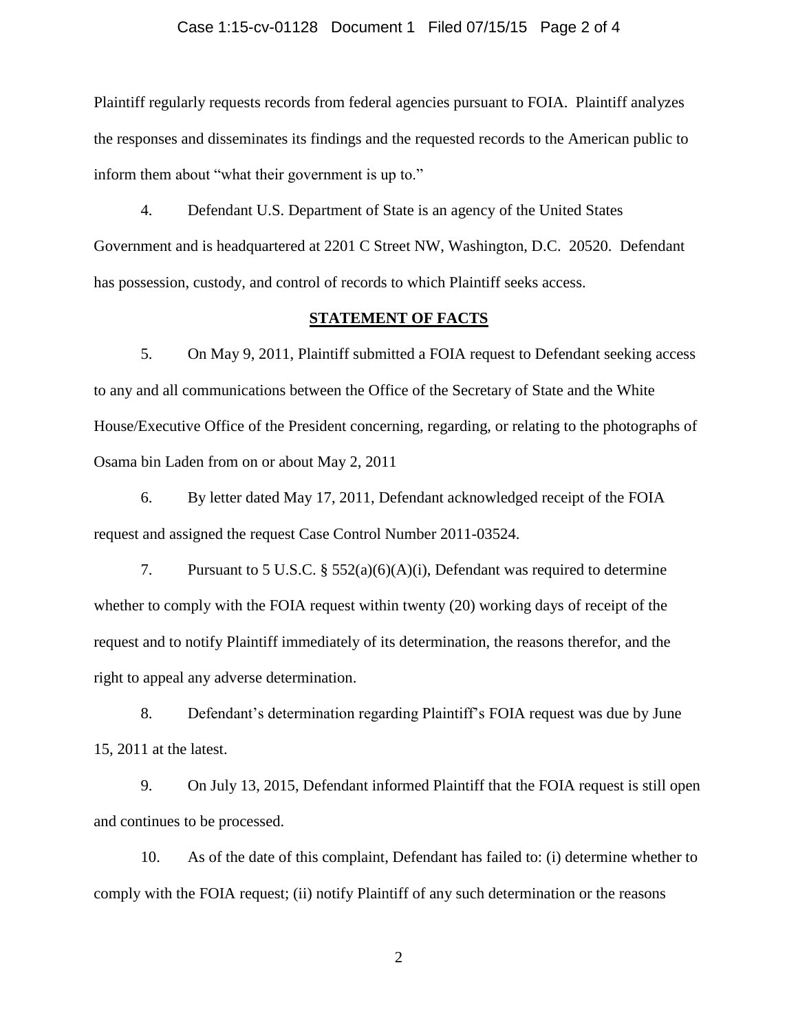Plaintiff regularly requests records from federal agencies pursuant to FOIA. Plaintiff analyzes the responses and disseminates its findings and the requested records to the American public to inform them about "what their government is up to."

4. Defendant U.S. Department of State is an agency of the United States Government and is headquartered at 2201 C Street NW, Washington, D.C. 20520. Defendant has possession, custody, and control of records to which Plaintiff seeks access.

## STATEMENT OF FACTS

5. On May 9, 2011, Plaintiff submitted a FOIA request to Defendant seeking access to any and all communications between the Office of the Secretary of State and the White House/Executive Office of the President concerning, regarding, or relating to the photographs of Osama bin Laden from on or about May 2, 2011

6. By letter dated May 17, 2011, Defendant acknowledged receipt of the FOIA request and assigned the request Case Control Number 2011-03524.

7. Pursuant to 5 U.S.C. § 552(a)(6)(A)(i), Defendant was required to determine whether to comply with the FOIA request within twenty (20) working days of receipt of the request and to notify Plaintiff immediately of its determination, the reasons therefor, and the right to appeal any adverse determination.

8. Defendant's determination regarding Plaintiff's FOIA request was due by June 15, 2011 at the latest.

9. On July 13, 2015, Defendant informed Plaintiff that the FOIA request is still open and continues to be processed.

10. As of the date of this complaint, Defendant has failed to: (i) determine whether to comply with the FOIA request; (ii) notify Plaintiff of any such determination or the reasons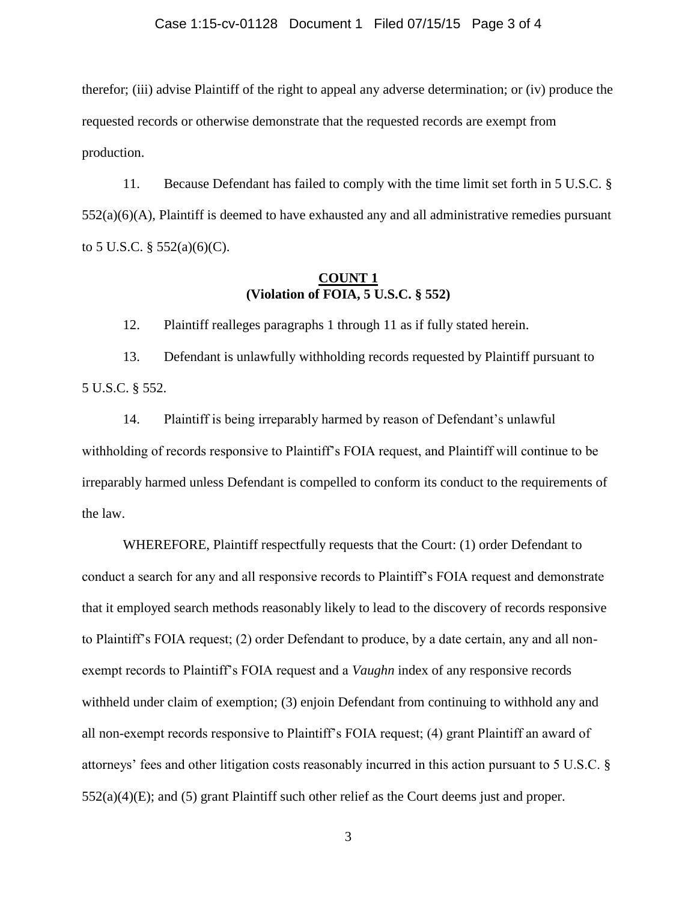therefor; (iii) advise Plaintiff of the right to appeal any adverse determination; or (iv) produce the requested records or otherwise demonstrate that the requested records are exempt from production.

11. Because Defendant has failed to comply with the time limit set forth in 5 U.S.C. § 552(a)(6)(A), Plaintiff is deemed to have exhausted any and all administrative remedies pursuant to 5 U.S.C. § 552(a)(6)(C).

**COUNT 1**
**(Violation of FOIA, 5 U.S.C. § 552)**

12. Plaintiff realleges paragraphs 1 through 11 as if fully stated herein.

13. Defendant is unlawfully withholding records requested by Plaintiff pursuant to 5 U.S.C. § 552.

14. Plaintiff is being irreparably harmed by reason of Defendant's unlawful withholding of records responsive to Plaintiff's FOIA request, and Plaintiff will continue to be irreparably harmed unless Defendant is compelled to conform its conduct to the requirements of the law.

WHEREFORE, Plaintiff respectfully requests that the Court: (1) order Defendant to conduct a search for any and all responsive records to Plaintiff's FOIA request and demonstrate that it employed search methods reasonably likely to lead to the discovery of records responsive to Plaintiff's FOIA request; (2) order Defendant to produce, by a date certain, any and all non-exempt records to Plaintiff's FOIA request and a *Vaughn* index of any responsive records withheld under claim of exemption; (3) enjoin Defendant from continuing to withhold any and all non-exempt records responsive to Plaintiff's FOIA request; (4) grant Plaintiff an award of attorneys' fees and other litigation costs reasonably incurred in this action pursuant to 5 U.S.C. § 552(a)(4)(E); and (5) grant Plaintiff such other relief as the Court deems just and proper.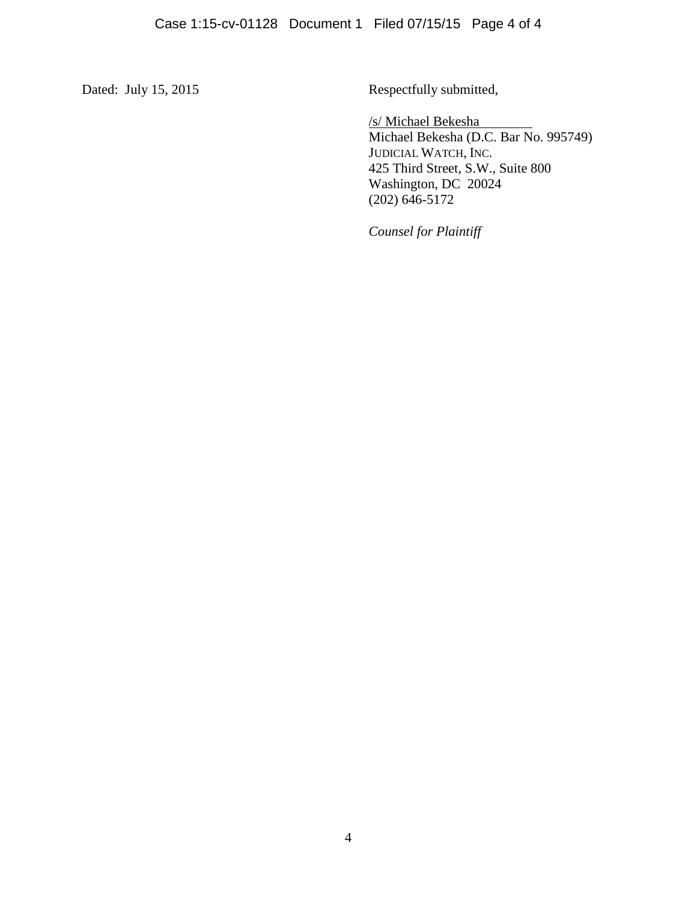Dated: July 15, 2015

Respectfully submitted,

/s/ Michael Bekesha
Michael Bekesha (D.C. Bar No. 995749)
JUDICIAL WATCH, INC.
425 Third Street, S.W., Suite 800
Washington, DC 20024
(202) 646-5172

*Counsel for Plaintiff*